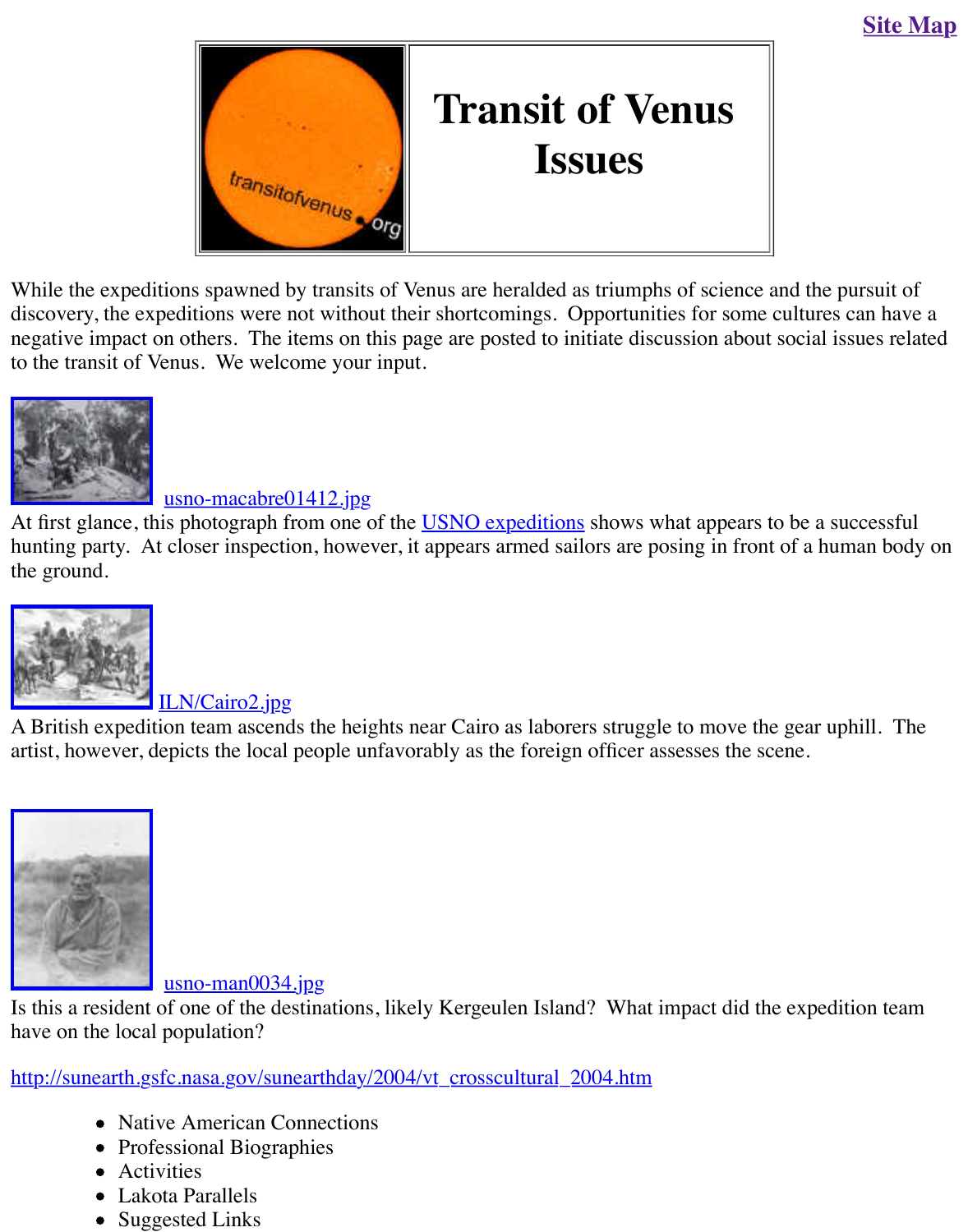Site Map

# Transit of Venus Issues

While the expeditions spawned by transits of Venus are heralded as triumphs of science and the pursuit of discovery, the expeditions were not without their shortcomings. Opportunities for some cultures can have a negative impact on others. The items on this page are posted to initiate discussion about social issues related to the transit of Venus. We welcome your input.

usno-macabre01412.jpg

At first glance, this photograph from one of the USNO expeditions shows what appears to be a successful hunting party. At closer inspection, however, it appears armed sailors are posing in front of a human body on the ground.

ILN/Cairo2.jpg

A British expedition team ascends the heights near Cairo as laborers struggle to move the gear uphill. The artist, however, depicts the local people unfavorably as the foreign officer assesses the scene.

usno-man0034.jpg

Is this a resident of one of the destinations, likely Kergeulen Island? What impact did the expedition team have on the local population?

http://sunearth.gsfc.nasa.gov/sunearthday/2004/vt_crosscultural_2004.htm

- Native American Connections
- Professional Biographies
- Activities
- Lakota Parallels
- Suggested Links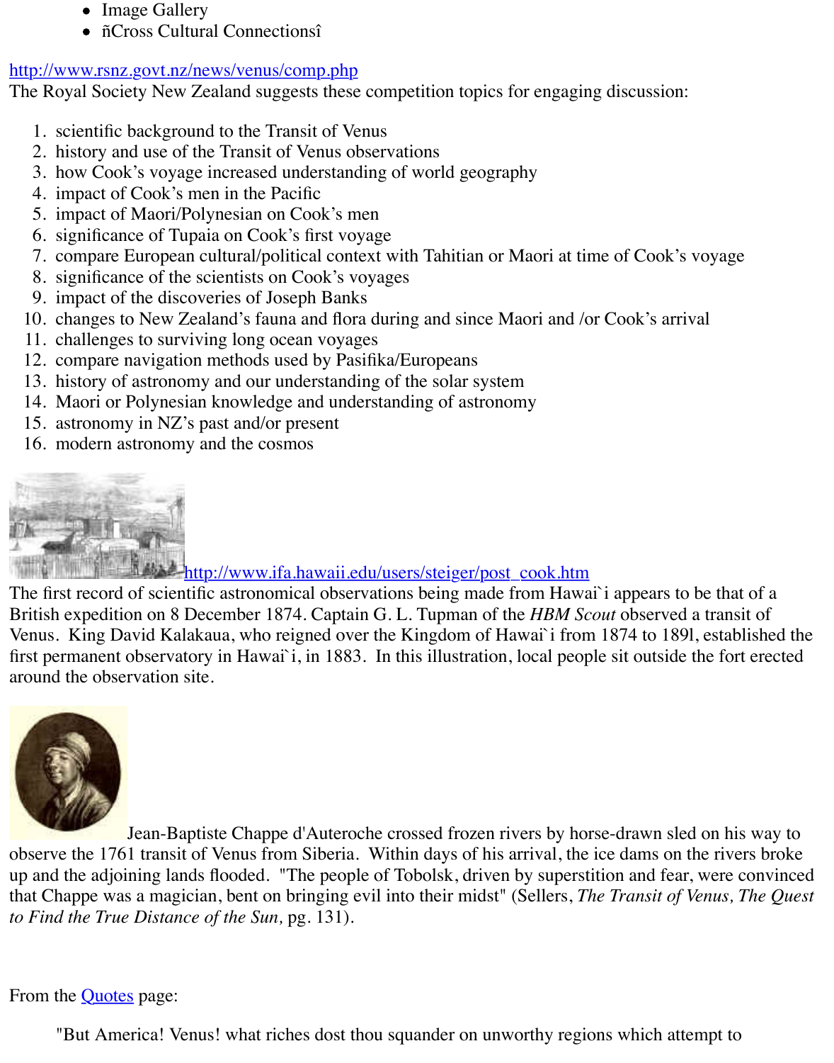- Image Gallery
- ñCross Cultural Connectionsî

http://www.rsnz.govt.nz/news/venus/comp.php
The Royal Society New Zealand suggests these competition topics for engaging discussion:

1. scientific background to the Transit of Venus
2. history and use of the Transit of Venus observations
3. how Cook's voyage increased understanding of world geography
4. impact of Cook's men in the Pacific
5. impact of Maori/Polynesian on Cook's men
6. significance of Tupaia on Cook's first voyage
7. compare European cultural/political context with Tahitian or Maori at time of Cook's voyage
8. significance of the scientists on Cook's voyages
9. impact of the discoveries of Joseph Banks
10. changes to New Zealand's fauna and flora during and since Maori and /or Cook's arrival
11. challenges to surviving long ocean voyages
12. compare navigation methods used by Pasifika/Europeans
13. history of astronomy and our understanding of the solar system
14. Maori or Polynesian knowledge and understanding of astronomy
15. astronomy in NZ's past and/or present
16. modern astronomy and the cosmos

http://www.ifa.hawaii.edu/users/steiger/post_cook.htm
The first record of scientific astronomical observations being made from Hawai`i appears to be that of a British expedition on 8 December 1874. Captain G. L. Tupman of the *HBM Scout* observed a transit of Venus. King David Kalakaua, who reigned over the Kingdom of Hawai`i from 1874 to 189l, established the first permanent observatory in Hawai`i, in 1883. In this illustration, local people sit outside the fort erected around the observation site.

Jean-Baptiste Chappe d'Auteroche crossed frozen rivers by horse-drawn sled on his way to observe the 1761 transit of Venus from Siberia. Within days of his arrival, the ice dams on the rivers broke up and the adjoining lands flooded. "The people of Tobolsk, driven by superstition and fear, were convinced that Chappe was a magician, bent on bringing evil into their midst" (Sellers, *The Transit of Venus, The Quest to Find the True Distance of the Sun,* pg. 131).

From the Quotes page:

> "But America! Venus! what riches dost thou squander on unworthy regions which attempt to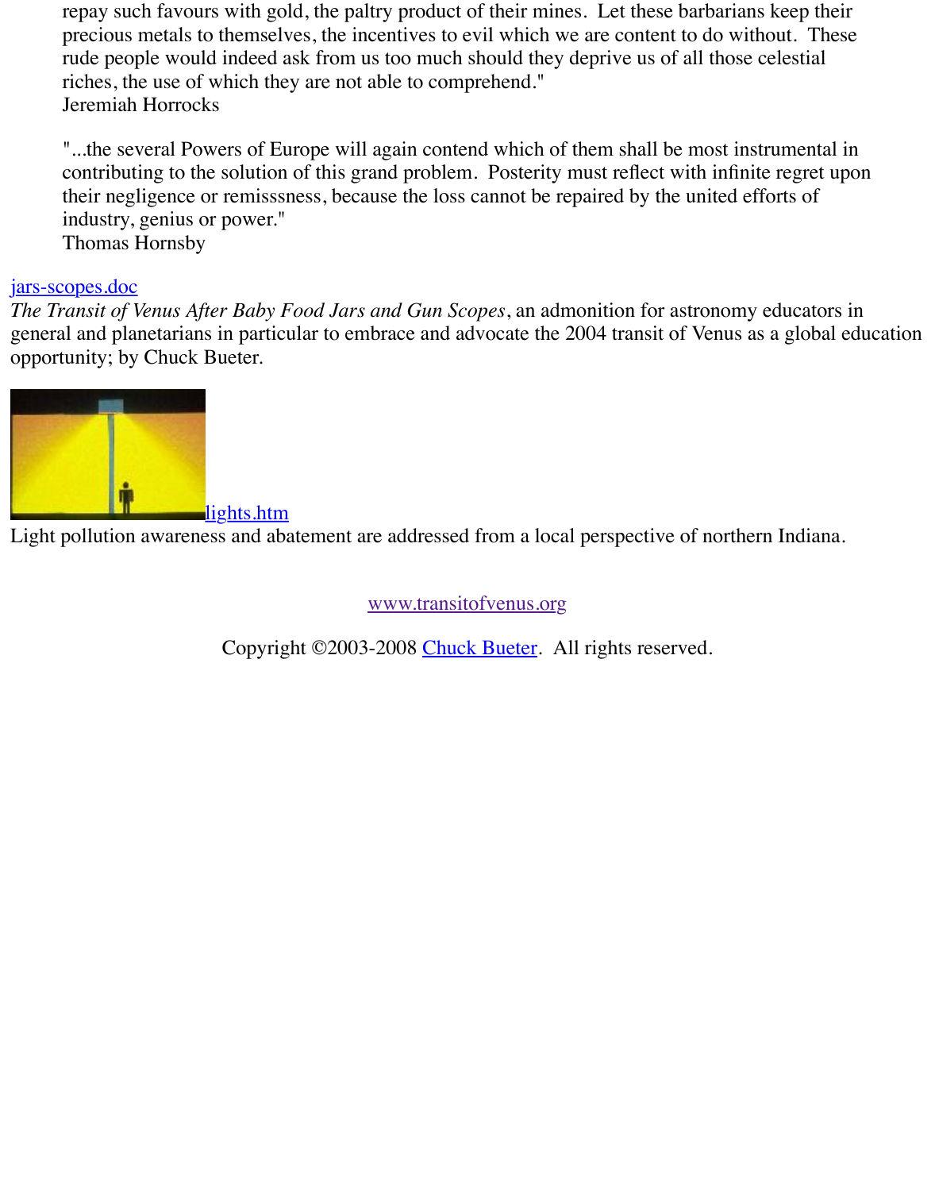repay such favours with gold, the paltry product of their mines. Let these barbarians keep their precious metals to themselves, the incentives to evil which we are content to do without. These rude people would indeed ask from us too much should they deprive us of all those celestial riches, the use of which they are not able to comprehend."
Jeremiah Horrocks

"...the several Powers of Europe will again contend which of them shall be most instrumental in contributing to the solution of this grand problem. Posterity must reflect with infinite regret upon their negligence or remisssness, because the loss cannot be repaired by the united efforts of industry, genius or power."
Thomas Hornsby

jars-scopes.doc
*The Transit of Venus After Baby Food Jars and Gun Scopes*, an admonition for astronomy educators in general and planetarians in particular to embrace and advocate the 2004 transit of Venus as a global education opportunity; by Chuck Bueter.

lights.htm
Light pollution awareness and abatement are addressed from a local perspective of northern Indiana.

www.transitofvenus.org

Copyright ©2003-2008 Chuck Bueter. All rights reserved.